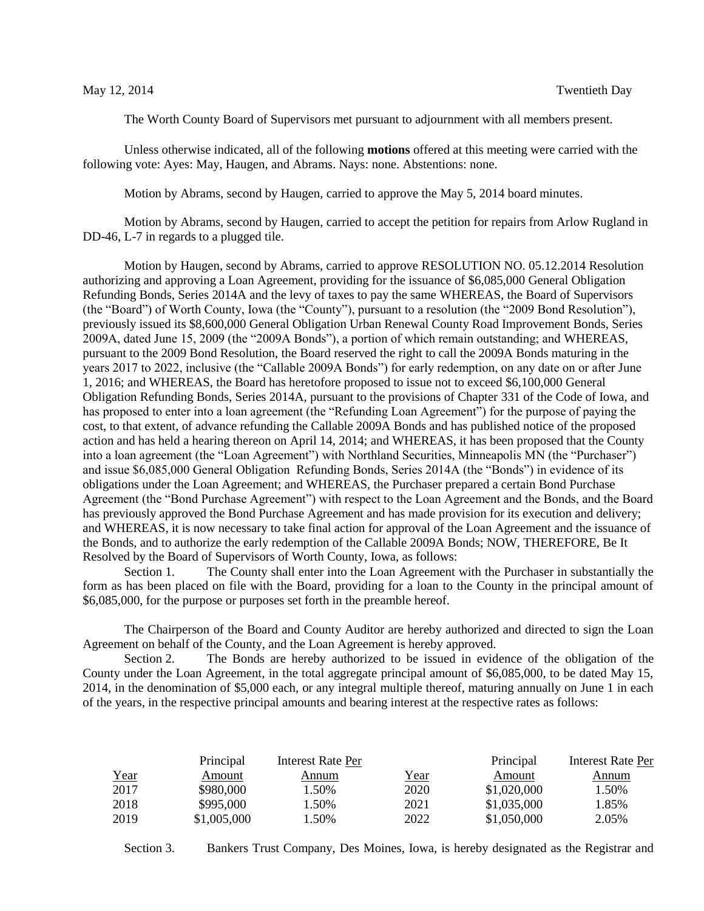May 12, 2014 Twentieth Day

The Worth County Board of Supervisors met pursuant to adjournment with all members present.

Unless otherwise indicated, all of the following **motions** offered at this meeting were carried with the following vote: Ayes: May, Haugen, and Abrams. Nays: none. Abstentions: none.

Motion by Abrams, second by Haugen, carried to approve the May 5, 2014 board minutes.

Motion by Abrams, second by Haugen, carried to accept the petition for repairs from Arlow Rugland in DD-46, L-7 in regards to a plugged tile.

Motion by Haugen, second by Abrams, carried to approve RESOLUTION NO. 05.12.2014 Resolution authorizing and approving a Loan Agreement, providing for the issuance of $6,085,000 General Obligation Refunding Bonds, Series 2014A and the levy of taxes to pay the same WHEREAS, the Board of Supervisors (the "Board") of Worth County, Iowa (the "County"), pursuant to a resolution (the "2009 Bond Resolution"), previously issued its $8,600,000 General Obligation Urban Renewal County Road Improvement Bonds, Series 2009A, dated June 15, 2009 (the "2009A Bonds"), a portion of which remain outstanding; and WHEREAS, pursuant to the 2009 Bond Resolution, the Board reserved the right to call the 2009A Bonds maturing in the years 2017 to 2022, inclusive (the "Callable 2009A Bonds") for early redemption, on any date on or after June 1, 2016; and WHEREAS, the Board has heretofore proposed to issue not to exceed $6,100,000 General Obligation Refunding Bonds, Series 2014A, pursuant to the provisions of Chapter 331 of the Code of Iowa, and has proposed to enter into a loan agreement (the "Refunding Loan Agreement") for the purpose of paying the cost, to that extent, of advance refunding the Callable 2009A Bonds and has published notice of the proposed action and has held a hearing thereon on April 14, 2014; and WHEREAS, it has been proposed that the County into a loan agreement (the "Loan Agreement") with Northland Securities, Minneapolis MN (the "Purchaser") and issue $6,085,000 General Obligation Refunding Bonds, Series 2014A (the "Bonds") in evidence of its obligations under the Loan Agreement; and WHEREAS, the Purchaser prepared a certain Bond Purchase Agreement (the "Bond Purchase Agreement") with respect to the Loan Agreement and the Bonds, and the Board has previously approved the Bond Purchase Agreement and has made provision for its execution and delivery; and WHEREAS, it is now necessary to take final action for approval of the Loan Agreement and the issuance of the Bonds, and to authorize the early redemption of the Callable 2009A Bonds; NOW, THEREFORE, Be It Resolved by the Board of Supervisors of Worth County, Iowa, as follows:

Section 1. The County shall enter into the Loan Agreement with the Purchaser in substantially the form as has been placed on file with the Board, providing for a loan to the County in the principal amount of $6,085,000, for the purpose or purposes set forth in the preamble hereof.

The Chairperson of the Board and County Auditor are hereby authorized and directed to sign the Loan Agreement on behalf of the County, and the Loan Agreement is hereby approved.

Section 2. The Bonds are hereby authorized to be issued in evidence of the obligation of the County under the Loan Agreement, in the total aggregate principal amount of $6,085,000, to be dated May 15, 2014, in the denomination of $5,000 each, or any integral multiple thereof, maturing annually on June 1 in each of the years, in the respective principal amounts and bearing interest at the respective rates as follows:

| Year | Principal Amount | Interest Rate Per Annum | Year | Principal Amount | Interest Rate Per Annum |
|---|---|---|---|---|---|
| 2017 | $980,000 | 1.50% | 2020 | $1,020,000 | 1.50% |
| 2018 | $995,000 | 1.50% | 2021 | $1,035,000 | 1.85% |
| 2019 | $1,005,000 | 1.50% | 2022 | $1,050,000 | 2.05% |

Section 3. Bankers Trust Company, Des Moines, Iowa, is hereby designated as the Registrar and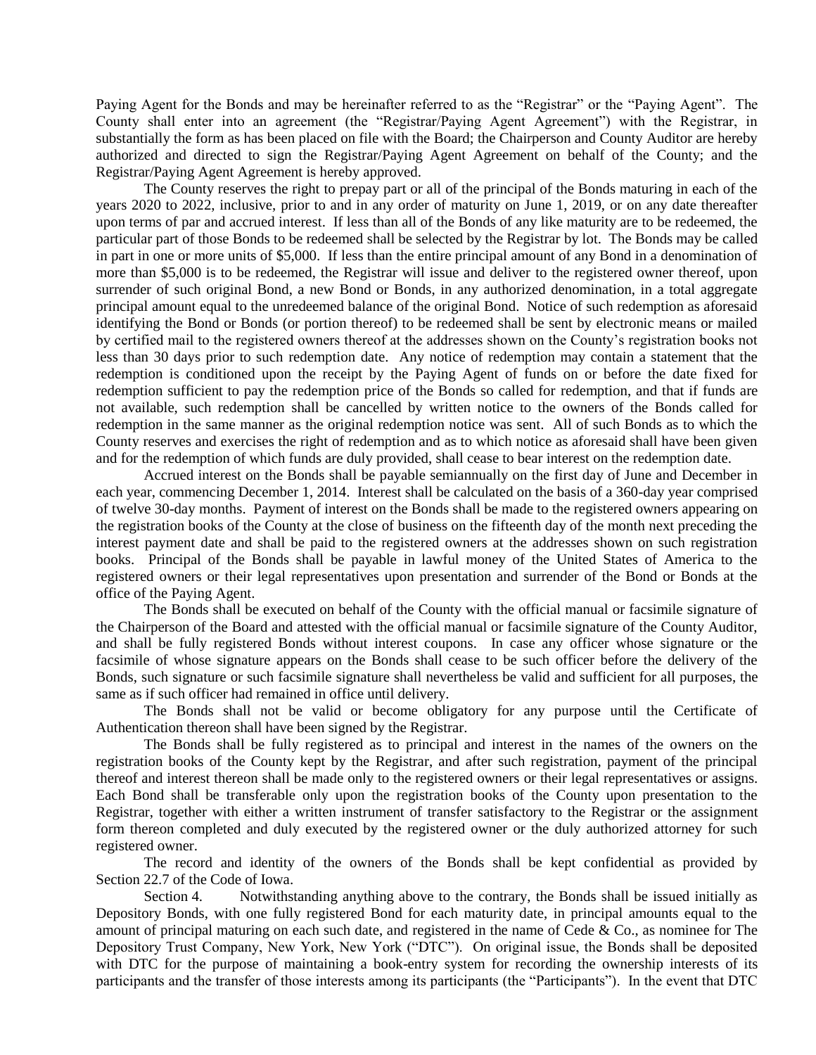Paying Agent for the Bonds and may be hereinafter referred to as the "Registrar" or the "Paying Agent". The County shall enter into an agreement (the "Registrar/Paying Agent Agreement") with the Registrar, in substantially the form as has been placed on file with the Board; the Chairperson and County Auditor are hereby authorized and directed to sign the Registrar/Paying Agent Agreement on behalf of the County; and the Registrar/Paying Agent Agreement is hereby approved.

The County reserves the right to prepay part or all of the principal of the Bonds maturing in each of the years 2020 to 2022, inclusive, prior to and in any order of maturity on June 1, 2019, or on any date thereafter upon terms of par and accrued interest. If less than all of the Bonds of any like maturity are to be redeemed, the particular part of those Bonds to be redeemed shall be selected by the Registrar by lot. The Bonds may be called in part in one or more units of $5,000. If less than the entire principal amount of any Bond in a denomination of more than $5,000 is to be redeemed, the Registrar will issue and deliver to the registered owner thereof, upon surrender of such original Bond, a new Bond or Bonds, in any authorized denomination, in a total aggregate principal amount equal to the unredeemed balance of the original Bond. Notice of such redemption as aforesaid identifying the Bond or Bonds (or portion thereof) to be redeemed shall be sent by electronic means or mailed by certified mail to the registered owners thereof at the addresses shown on the County's registration books not less than 30 days prior to such redemption date. Any notice of redemption may contain a statement that the redemption is conditioned upon the receipt by the Paying Agent of funds on or before the date fixed for redemption sufficient to pay the redemption price of the Bonds so called for redemption, and that if funds are not available, such redemption shall be cancelled by written notice to the owners of the Bonds called for redemption in the same manner as the original redemption notice was sent. All of such Bonds as to which the County reserves and exercises the right of redemption and as to which notice as aforesaid shall have been given and for the redemption of which funds are duly provided, shall cease to bear interest on the redemption date.

Accrued interest on the Bonds shall be payable semiannually on the first day of June and December in each year, commencing December 1, 2014. Interest shall be calculated on the basis of a 360-day year comprised of twelve 30-day months. Payment of interest on the Bonds shall be made to the registered owners appearing on the registration books of the County at the close of business on the fifteenth day of the month next preceding the interest payment date and shall be paid to the registered owners at the addresses shown on such registration books. Principal of the Bonds shall be payable in lawful money of the United States of America to the registered owners or their legal representatives upon presentation and surrender of the Bond or Bonds at the office of the Paying Agent.

The Bonds shall be executed on behalf of the County with the official manual or facsimile signature of the Chairperson of the Board and attested with the official manual or facsimile signature of the County Auditor, and shall be fully registered Bonds without interest coupons. In case any officer whose signature or the facsimile of whose signature appears on the Bonds shall cease to be such officer before the delivery of the Bonds, such signature or such facsimile signature shall nevertheless be valid and sufficient for all purposes, the same as if such officer had remained in office until delivery.

The Bonds shall not be valid or become obligatory for any purpose until the Certificate of Authentication thereon shall have been signed by the Registrar.

The Bonds shall be fully registered as to principal and interest in the names of the owners on the registration books of the County kept by the Registrar, and after such registration, payment of the principal thereof and interest thereon shall be made only to the registered owners or their legal representatives or assigns. Each Bond shall be transferable only upon the registration books of the County upon presentation to the Registrar, together with either a written instrument of transfer satisfactory to the Registrar or the assignment form thereon completed and duly executed by the registered owner or the duly authorized attorney for such registered owner.

The record and identity of the owners of the Bonds shall be kept confidential as provided by Section 22.7 of the Code of Iowa.

Section 4. Notwithstanding anything above to the contrary, the Bonds shall be issued initially as Depository Bonds, with one fully registered Bond for each maturity date, in principal amounts equal to the amount of principal maturing on each such date, and registered in the name of Cede & Co., as nominee for The Depository Trust Company, New York, New York ("DTC"). On original issue, the Bonds shall be deposited with DTC for the purpose of maintaining a book-entry system for recording the ownership interests of its participants and the transfer of those interests among its participants (the "Participants"). In the event that DTC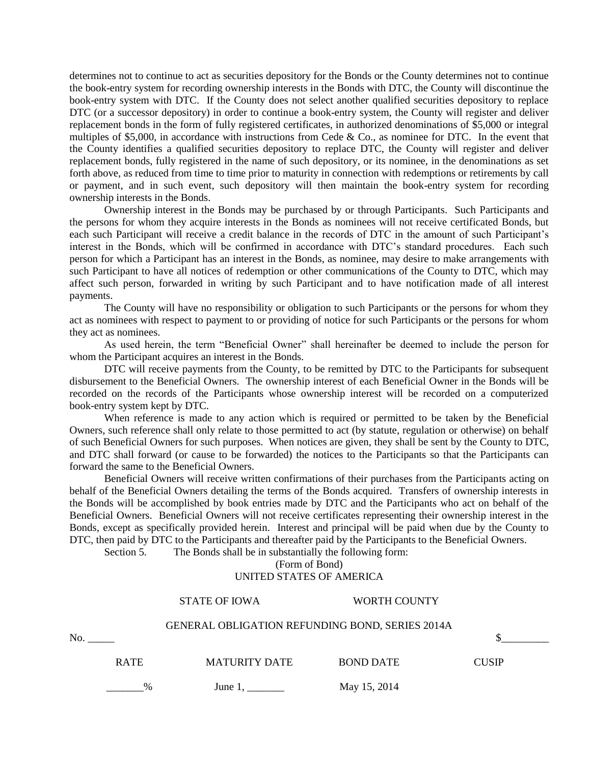determines not to continue to act as securities depository for the Bonds or the County determines not to continue the book-entry system for recording ownership interests in the Bonds with DTC, the County will discontinue the book-entry system with DTC. If the County does not select another qualified securities depository to replace DTC (or a successor depository) in order to continue a book-entry system, the County will register and deliver replacement bonds in the form of fully registered certificates, in authorized denominations of $5,000 or integral multiples of $5,000, in accordance with instructions from Cede & Co., as nominee for DTC. In the event that the County identifies a qualified securities depository to replace DTC, the County will register and deliver replacement bonds, fully registered in the name of such depository, or its nominee, in the denominations as set forth above, as reduced from time to time prior to maturity in connection with redemptions or retirements by call or payment, and in such event, such depository will then maintain the book-entry system for recording ownership interests in the Bonds.

Ownership interest in the Bonds may be purchased by or through Participants. Such Participants and the persons for whom they acquire interests in the Bonds as nominees will not receive certificated Bonds, but each such Participant will receive a credit balance in the records of DTC in the amount of such Participant's interest in the Bonds, which will be confirmed in accordance with DTC's standard procedures. Each such person for which a Participant has an interest in the Bonds, as nominee, may desire to make arrangements with such Participant to have all notices of redemption or other communications of the County to DTC, which may affect such person, forwarded in writing by such Participant and to have notification made of all interest payments.

The County will have no responsibility or obligation to such Participants or the persons for whom they act as nominees with respect to payment to or providing of notice for such Participants or the persons for whom they act as nominees.

As used herein, the term "Beneficial Owner" shall hereinafter be deemed to include the person for whom the Participant acquires an interest in the Bonds.

DTC will receive payments from the County, to be remitted by DTC to the Participants for subsequent disbursement to the Beneficial Owners. The ownership interest of each Beneficial Owner in the Bonds will be recorded on the records of the Participants whose ownership interest will be recorded on a computerized book-entry system kept by DTC.

When reference is made to any action which is required or permitted to be taken by the Beneficial Owners, such reference shall only relate to those permitted to act (by statute, regulation or otherwise) on behalf of such Beneficial Owners for such purposes. When notices are given, they shall be sent by the County to DTC, and DTC shall forward (or cause to be forwarded) the notices to the Participants so that the Participants can forward the same to the Beneficial Owners.

Beneficial Owners will receive written confirmations of their purchases from the Participants acting on behalf of the Beneficial Owners detailing the terms of the Bonds acquired. Transfers of ownership interests in the Bonds will be accomplished by book entries made by DTC and the Participants who act on behalf of the Beneficial Owners. Beneficial Owners will not receive certificates representing their ownership interest in the Bonds, except as specifically provided herein. Interest and principal will be paid when due by the County to DTC, then paid by DTC to the Participants and thereafter paid by the Participants to the Beneficial Owners.

Section 5. The Bonds shall be in substantially the following form:

(Form of Bond)
UNITED STATES OF AMERICA

STATE OF IOWA WORTH COUNTY

GENERAL OBLIGATION REFUNDING BOND, SERIES 2014A

No. _____ $_________

| RATE | MATURITY DATE | BOND DATE | CUSIP |
|---|---|---|---|
| _______% | June 1, _______ | May 15, 2014 | |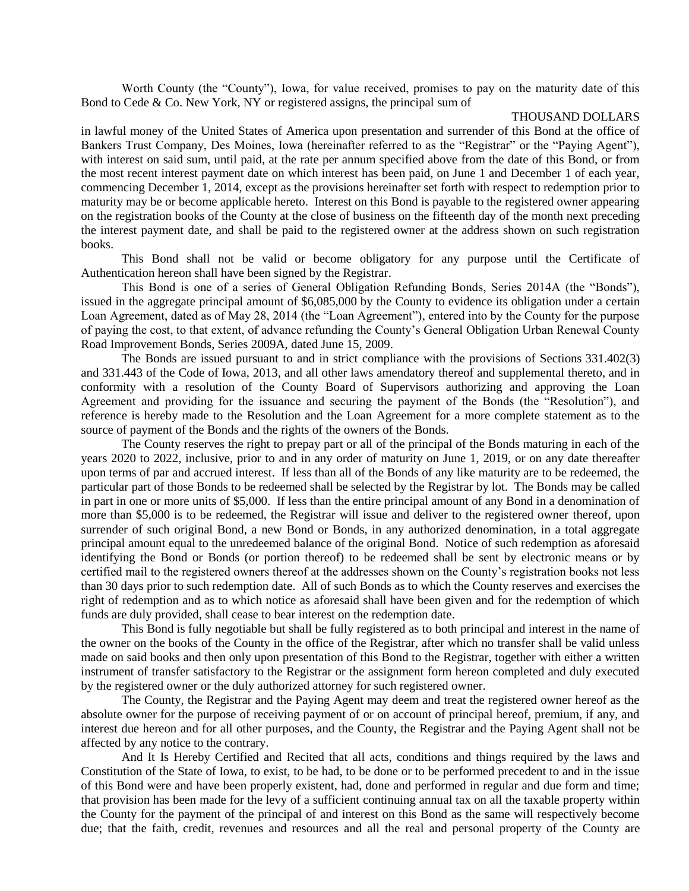Worth County (the "County"), Iowa, for value received, promises to pay on the maturity date of this Bond to Cede & Co. New York, NY or registered assigns, the principal sum of

THOUSAND DOLLARS

in lawful money of the United States of America upon presentation and surrender of this Bond at the office of Bankers Trust Company, Des Moines, Iowa (hereinafter referred to as the "Registrar" or the "Paying Agent"), with interest on said sum, until paid, at the rate per annum specified above from the date of this Bond, or from the most recent interest payment date on which interest has been paid, on June 1 and December 1 of each year, commencing December 1, 2014, except as the provisions hereinafter set forth with respect to redemption prior to maturity may be or become applicable hereto. Interest on this Bond is payable to the registered owner appearing on the registration books of the County at the close of business on the fifteenth day of the month next preceding the interest payment date, and shall be paid to the registered owner at the address shown on such registration books.

This Bond shall not be valid or become obligatory for any purpose until the Certificate of Authentication hereon shall have been signed by the Registrar.

This Bond is one of a series of General Obligation Refunding Bonds, Series 2014A (the "Bonds"), issued in the aggregate principal amount of $6,085,000 by the County to evidence its obligation under a certain Loan Agreement, dated as of May 28, 2014 (the "Loan Agreement"), entered into by the County for the purpose of paying the cost, to that extent, of advance refunding the County's General Obligation Urban Renewal County Road Improvement Bonds, Series 2009A, dated June 15, 2009.

The Bonds are issued pursuant to and in strict compliance with the provisions of Sections 331.402(3) and 331.443 of the Code of Iowa, 2013, and all other laws amendatory thereof and supplemental thereto, and in conformity with a resolution of the County Board of Supervisors authorizing and approving the Loan Agreement and providing for the issuance and securing the payment of the Bonds (the "Resolution"), and reference is hereby made to the Resolution and the Loan Agreement for a more complete statement as to the source of payment of the Bonds and the rights of the owners of the Bonds.

The County reserves the right to prepay part or all of the principal of the Bonds maturing in each of the years 2020 to 2022, inclusive, prior to and in any order of maturity on June 1, 2019, or on any date thereafter upon terms of par and accrued interest. If less than all of the Bonds of any like maturity are to be redeemed, the particular part of those Bonds to be redeemed shall be selected by the Registrar by lot. The Bonds may be called in part in one or more units of $5,000. If less than the entire principal amount of any Bond in a denomination of more than $5,000 is to be redeemed, the Registrar will issue and deliver to the registered owner thereof, upon surrender of such original Bond, a new Bond or Bonds, in any authorized denomination, in a total aggregate principal amount equal to the unredeemed balance of the original Bond. Notice of such redemption as aforesaid identifying the Bond or Bonds (or portion thereof) to be redeemed shall be sent by electronic means or by certified mail to the registered owners thereof at the addresses shown on the County's registration books not less than 30 days prior to such redemption date. All of such Bonds as to which the County reserves and exercises the right of redemption and as to which notice as aforesaid shall have been given and for the redemption of which funds are duly provided, shall cease to bear interest on the redemption date.

This Bond is fully negotiable but shall be fully registered as to both principal and interest in the name of the owner on the books of the County in the office of the Registrar, after which no transfer shall be valid unless made on said books and then only upon presentation of this Bond to the Registrar, together with either a written instrument of transfer satisfactory to the Registrar or the assignment form hereon completed and duly executed by the registered owner or the duly authorized attorney for such registered owner.

The County, the Registrar and the Paying Agent may deem and treat the registered owner hereof as the absolute owner for the purpose of receiving payment of or on account of principal hereof, premium, if any, and interest due hereon and for all other purposes, and the County, the Registrar and the Paying Agent shall not be affected by any notice to the contrary.

And It Is Hereby Certified and Recited that all acts, conditions and things required by the laws and Constitution of the State of Iowa, to exist, to be had, to be done or to be performed precedent to and in the issue of this Bond were and have been properly existent, had, done and performed in regular and due form and time; that provision has been made for the levy of a sufficient continuing annual tax on all the taxable property within the County for the payment of the principal of and interest on this Bond as the same will respectively become due; that the faith, credit, revenues and resources and all the real and personal property of the County are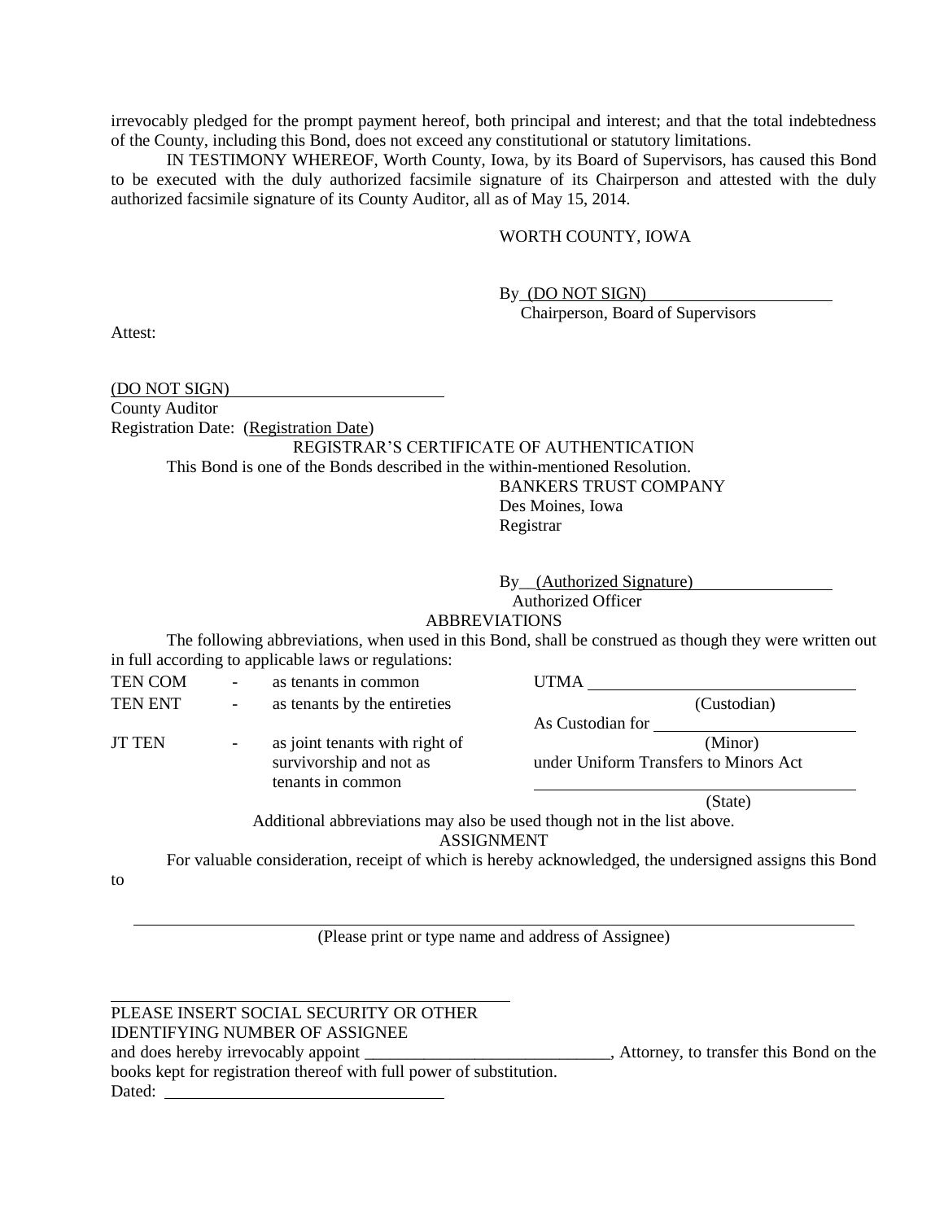irrevocably pledged for the prompt payment hereof, both principal and interest; and that the total indebtedness of the County, including this Bond, does not exceed any constitutional or statutory limitations.

IN TESTIMONY WHEREOF, Worth County, Iowa, by its Board of Supervisors, has caused this Bond to be executed with the duly authorized facsimile signature of its Chairperson and attested with the duly authorized facsimile signature of its County Auditor, all as of May 15, 2014.

WORTH COUNTY, IOWA

By (DO NOT SIGN) ______________________
Chairperson, Board of Supervisors

Attest:

(DO NOT SIGN) ______________________
County Auditor

Registration Date: (Registration Date)

REGISTRAR'S CERTIFICATE OF AUTHENTICATION

This Bond is one of the Bonds described in the within-mentioned Resolution.

BANKERS TRUST COMPANY
Des Moines, Iowa
Registrar

By (Authorized Signature) ______________________
Authorized Officer

ABBREVIATIONS

The following abbreviations, when used in this Bond, shall be construed as though they were written out in full according to applicable laws or regulations:

| | | | |
|---|---|---|---|
| TEN COM | - | as tenants in common | UTMA ______________________ |
| TEN ENT | - | as tenants by the entireties | (Custodian) |
| | | | As Custodian for ______________________ |
| JT TEN | - | as joint tenants with right of survivorship and not as tenants in common | (Minor) under Uniform Transfers to Minors Act |
| | | | ______________________ (State) |

Additional abbreviations may also be used though not in the list above.

ASSIGNMENT

For valuable consideration, receipt of which is hereby acknowledged, the undersigned assigns this Bond to

______________________________________________________
(Please print or type name and address of Assignee)

______________________________________
PLEASE INSERT SOCIAL SECURITY OR OTHER IDENTIFYING NUMBER OF ASSIGNEE

and does hereby irrevocably appoint _____________________________, Attorney, to transfer this Bond on the books kept for registration thereof with full power of substitution.

Dated: ______________________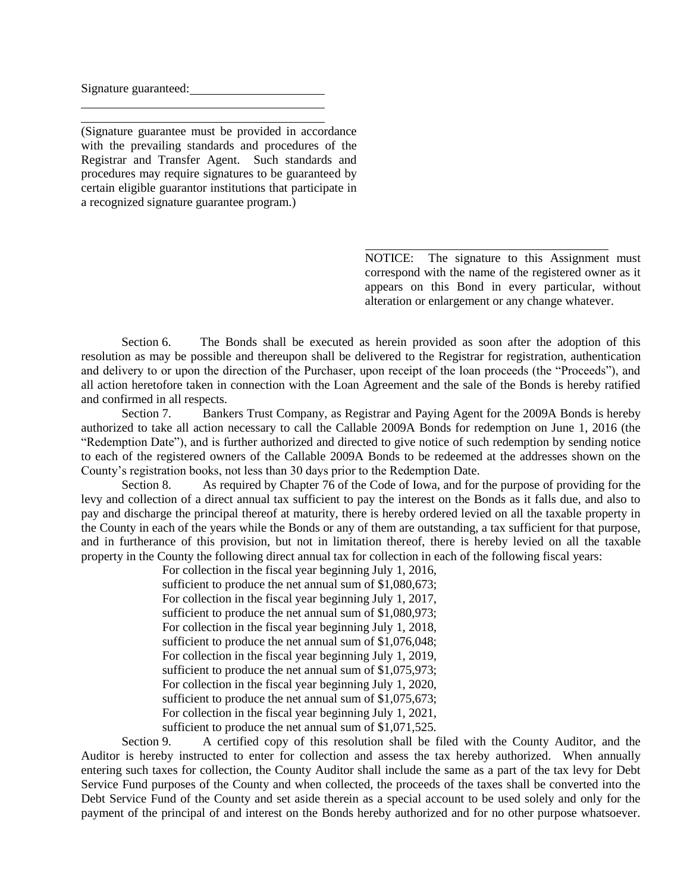Signature guaranteed: ______________________

________________________________________

________________________________________

(Signature guarantee must be provided in accordance with the prevailing standards and procedures of the Registrar and Transfer Agent. Such standards and procedures may require signatures to be guaranteed by certain eligible guarantor institutions that participate in a recognized signature guarantee program.)

________________________________________

NOTICE: The signature to this Assignment must correspond with the name of the registered owner as it appears on this Bond in every particular, without alteration or enlargement or any change whatever.

Section 6. The Bonds shall be executed as herein provided as soon after the adoption of this resolution as may be possible and thereupon shall be delivered to the Registrar for registration, authentication and delivery to or upon the direction of the Purchaser, upon receipt of the loan proceeds (the "Proceeds"), and all action heretofore taken in connection with the Loan Agreement and the sale of the Bonds is hereby ratified and confirmed in all respects.

Section 7. Bankers Trust Company, as Registrar and Paying Agent for the 2009A Bonds is hereby authorized to take all action necessary to call the Callable 2009A Bonds for redemption on June 1, 2016 (the "Redemption Date"), and is further authorized and directed to give notice of such redemption by sending notice to each of the registered owners of the Callable 2009A Bonds to be redeemed at the addresses shown on the County's registration books, not less than 30 days prior to the Redemption Date.

Section 8. As required by Chapter 76 of the Code of Iowa, and for the purpose of providing for the levy and collection of a direct annual tax sufficient to pay the interest on the Bonds as it falls due, and also to pay and discharge the principal thereof at maturity, there is hereby ordered levied on all the taxable property in the County in each of the years while the Bonds or any of them are outstanding, a tax sufficient for that purpose, and in furtherance of this provision, but not in limitation thereof, there is hereby levied on all the taxable property in the County the following direct annual tax for collection in each of the following fiscal years:

For collection in the fiscal year beginning July 1, 2016, sufficient to produce the net annual sum of $1,080,673;
For collection in the fiscal year beginning July 1, 2017, sufficient to produce the net annual sum of $1,080,973;
For collection in the fiscal year beginning July 1, 2018, sufficient to produce the net annual sum of $1,076,048;
For collection in the fiscal year beginning July 1, 2019, sufficient to produce the net annual sum of $1,075,973;
For collection in the fiscal year beginning July 1, 2020, sufficient to produce the net annual sum of $1,075,673;
For collection in the fiscal year beginning July 1, 2021, sufficient to produce the net annual sum of $1,071,525.

Section 9. A certified copy of this resolution shall be filed with the County Auditor, and the Auditor is hereby instructed to enter for collection and assess the tax hereby authorized. When annually entering such taxes for collection, the County Auditor shall include the same as a part of the tax levy for Debt Service Fund purposes of the County and when collected, the proceeds of the taxes shall be converted into the Debt Service Fund of the County and set aside therein as a special account to be used solely and only for the payment of the principal of and interest on the Bonds hereby authorized and for no other purpose whatsoever.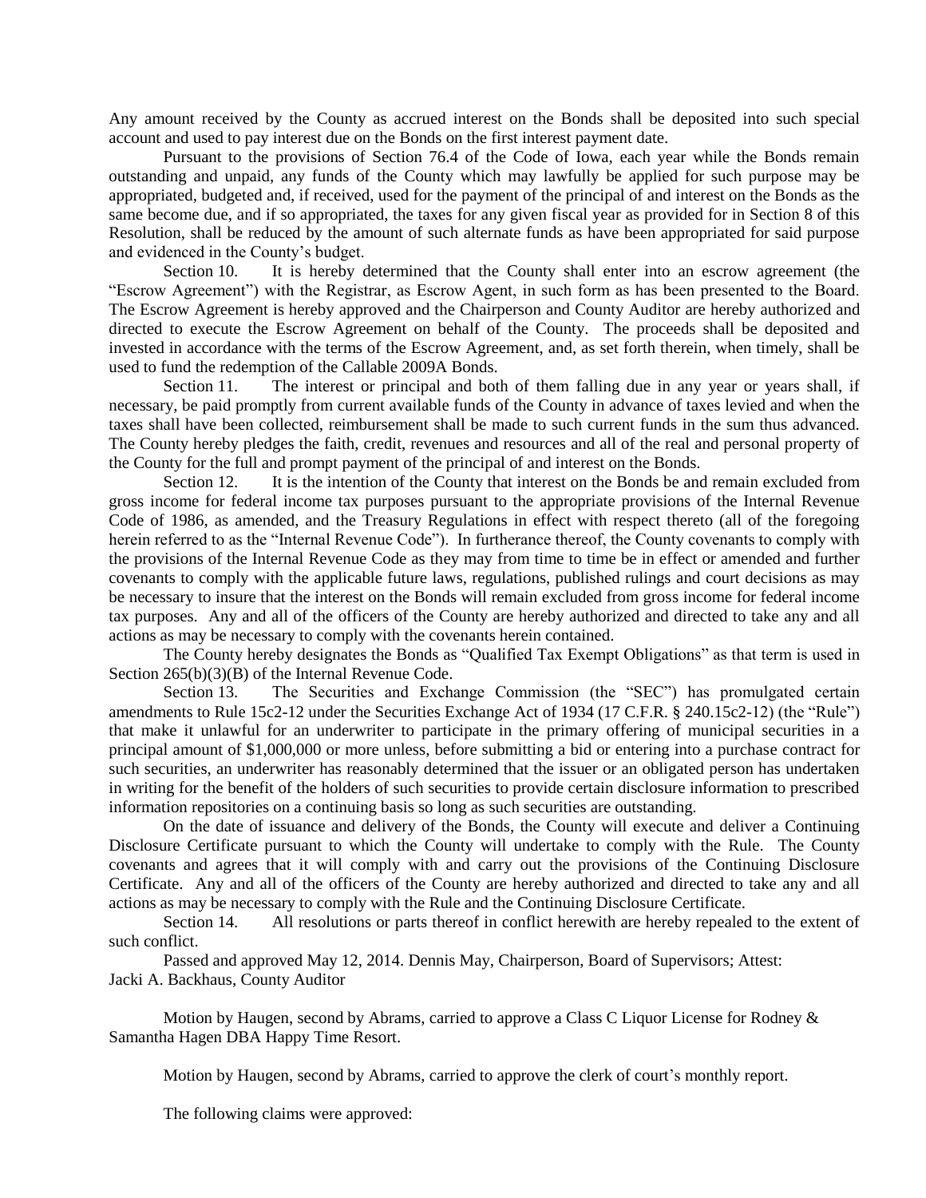Any amount received by the County as accrued interest on the Bonds shall be deposited into such special account and used to pay interest due on the Bonds on the first interest payment date.

Pursuant to the provisions of Section 76.4 of the Code of Iowa, each year while the Bonds remain outstanding and unpaid, any funds of the County which may lawfully be applied for such purpose may be appropriated, budgeted and, if received, used for the payment of the principal of and interest on the Bonds as the same become due, and if so appropriated, the taxes for any given fiscal year as provided for in Section 8 of this Resolution, shall be reduced by the amount of such alternate funds as have been appropriated for said purpose and evidenced in the County's budget.

Section 10. It is hereby determined that the County shall enter into an escrow agreement (the "Escrow Agreement") with the Registrar, as Escrow Agent, in such form as has been presented to the Board. The Escrow Agreement is hereby approved and the Chairperson and County Auditor are hereby authorized and directed to execute the Escrow Agreement on behalf of the County. The proceeds shall be deposited and invested in accordance with the terms of the Escrow Agreement, and, as set forth therein, when timely, shall be used to fund the redemption of the Callable 2009A Bonds.

Section 11. The interest or principal and both of them falling due in any year or years shall, if necessary, be paid promptly from current available funds of the County in advance of taxes levied and when the taxes shall have been collected, reimbursement shall be made to such current funds in the sum thus advanced. The County hereby pledges the faith, credit, revenues and resources and all of the real and personal property of the County for the full and prompt payment of the principal of and interest on the Bonds.

Section 12. It is the intention of the County that interest on the Bonds be and remain excluded from gross income for federal income tax purposes pursuant to the appropriate provisions of the Internal Revenue Code of 1986, as amended, and the Treasury Regulations in effect with respect thereto (all of the foregoing herein referred to as the "Internal Revenue Code"). In furtherance thereof, the County covenants to comply with the provisions of the Internal Revenue Code as they may from time to time be in effect or amended and further covenants to comply with the applicable future laws, regulations, published rulings and court decisions as may be necessary to insure that the interest on the Bonds will remain excluded from gross income for federal income tax purposes. Any and all of the officers of the County are hereby authorized and directed to take any and all actions as may be necessary to comply with the covenants herein contained.

The County hereby designates the Bonds as "Qualified Tax Exempt Obligations" as that term is used in Section 265(b)(3)(B) of the Internal Revenue Code.

Section 13. The Securities and Exchange Commission (the "SEC") has promulgated certain amendments to Rule 15c2-12 under the Securities Exchange Act of 1934 (17 C.F.R. § 240.15c2-12) (the "Rule") that make it unlawful for an underwriter to participate in the primary offering of municipal securities in a principal amount of $1,000,000 or more unless, before submitting a bid or entering into a purchase contract for such securities, an underwriter has reasonably determined that the issuer or an obligated person has undertaken in writing for the benefit of the holders of such securities to provide certain disclosure information to prescribed information repositories on a continuing basis so long as such securities are outstanding.

On the date of issuance and delivery of the Bonds, the County will execute and deliver a Continuing Disclosure Certificate pursuant to which the County will undertake to comply with the Rule. The County covenants and agrees that it will comply with and carry out the provisions of the Continuing Disclosure Certificate. Any and all of the officers of the County are hereby authorized and directed to take any and all actions as may be necessary to comply with the Rule and the Continuing Disclosure Certificate.

Section 14. All resolutions or parts thereof in conflict herewith are hereby repealed to the extent of such conflict.

Passed and approved May 12, 2014. Dennis May, Chairperson, Board of Supervisors; Attest: Jacki A. Backhaus, County Auditor

Motion by Haugen, second by Abrams, carried to approve a Class C Liquor License for Rodney & Samantha Hagen DBA Happy Time Resort.

Motion by Haugen, second by Abrams, carried to approve the clerk of court's monthly report.

The following claims were approved: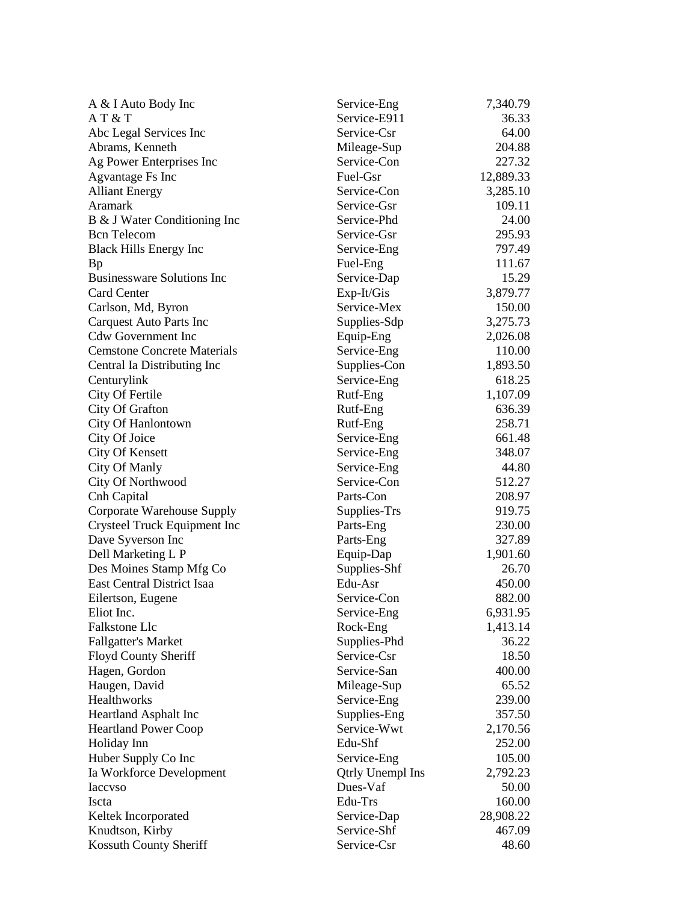| | | |
|---|---|---|
| A & I Auto Body Inc | Service-Eng | 7,340.79 |
| A T & T | Service-E911 | 36.33 |
| Abc Legal Services Inc | Service-Csr | 64.00 |
| Abrams, Kenneth | Mileage-Sup | 204.88 |
| Ag Power Enterprises Inc | Service-Con | 227.32 |
| Agvantage Fs Inc | Fuel-Gsr | 12,889.33 |
| Alliant Energy | Service-Con | 3,285.10 |
| Aramark | Service-Gsr | 109.11 |
| B & J Water Conditioning Inc | Service-Phd | 24.00 |
| Bcn Telecom | Service-Gsr | 295.93 |
| Black Hills Energy Inc | Service-Eng | 797.49 |
| Bp | Fuel-Eng | 111.67 |
| Businessware Solutions Inc | Service-Dap | 15.29 |
| Card Center | Exp-It/Gis | 3,879.77 |
| Carlson, Md, Byron | Service-Mex | 150.00 |
| Carquest Auto Parts Inc | Supplies-Sdp | 3,275.73 |
| Cdw Government Inc | Equip-Eng | 2,026.08 |
| Cemstone Concrete Materials | Service-Eng | 110.00 |
| Central Ia Distributing Inc | Supplies-Con | 1,893.50 |
| Centurylink | Service-Eng | 618.25 |
| City Of Fertile | Rutf-Eng | 1,107.09 |
| City Of Grafton | Rutf-Eng | 636.39 |
| City Of Hanlontown | Rutf-Eng | 258.71 |
| City Of Joice | Service-Eng | 661.48 |
| City Of Kensett | Service-Eng | 348.07 |
| City Of Manly | Service-Eng | 44.80 |
| City Of Northwood | Service-Con | 512.27 |
| Cnh Capital | Parts-Con | 208.97 |
| Corporate Warehouse Supply | Supplies-Trs | 919.75 |
| Crysteel Truck Equipment Inc | Parts-Eng | 230.00 |
| Dave Syverson Inc | Parts-Eng | 327.89 |
| Dell Marketing L P | Equip-Dap | 1,901.60 |
| Des Moines Stamp Mfg Co | Supplies-Shf | 26.70 |
| East Central District Isaa | Edu-Asr | 450.00 |
| Eilertson, Eugene | Service-Con | 882.00 |
| Eliot Inc. | Service-Eng | 6,931.95 |
| Falkstone Llc | Rock-Eng | 1,413.14 |
| Fallgatter's Market | Supplies-Phd | 36.22 |
| Floyd County Sheriff | Service-Csr | 18.50 |
| Hagen, Gordon | Service-San | 400.00 |
| Haugen, David | Mileage-Sup | 65.52 |
| Healthworks | Service-Eng | 239.00 |
| Heartland Asphalt Inc | Supplies-Eng | 357.50 |
| Heartland Power Coop | Service-Wwt | 2,170.56 |
| Holiday Inn | Edu-Shf | 252.00 |
| Huber Supply Co Inc | Service-Eng | 105.00 |
| Ia Workforce Development | Qtrly Unempl Ins | 2,792.23 |
| Iaccvso | Dues-Vaf | 50.00 |
| Iscta | Edu-Trs | 160.00 |
| Keltek Incorporated | Service-Dap | 28,908.22 |
| Knudtson, Kirby | Service-Shf | 467.09 |
| Kossuth County Sheriff | Service-Csr | 48.60 |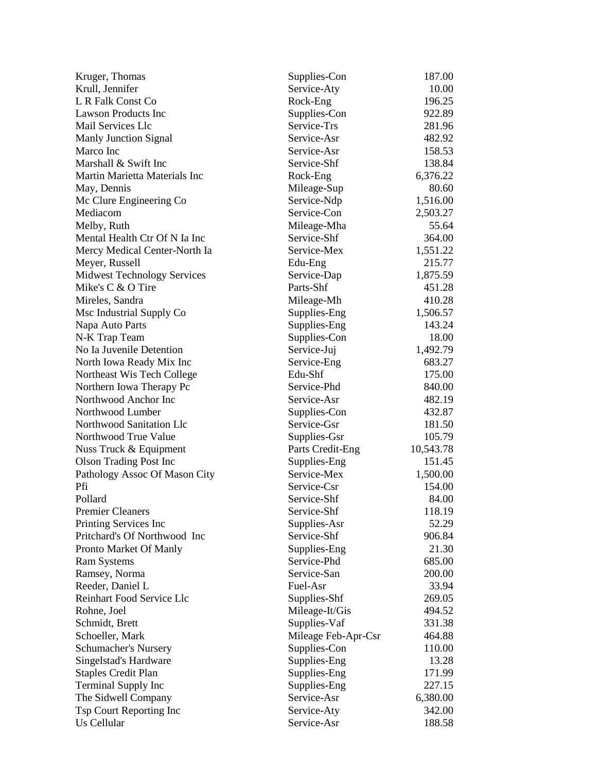| | | |
|---|---|---|
| Kruger, Thomas | Supplies-Con | 187.00 |
| Krull, Jennifer | Service-Aty | 10.00 |
| L R Falk Const Co | Rock-Eng | 196.25 |
| Lawson Products Inc | Supplies-Con | 922.89 |
| Mail Services Llc | Service-Trs | 281.96 |
| Manly Junction Signal | Service-Asr | 482.92 |
| Marco Inc | Service-Asr | 158.53 |
| Marshall & Swift Inc | Service-Shf | 138.84 |
| Martin Marietta Materials Inc | Rock-Eng | 6,376.22 |
| May, Dennis | Mileage-Sup | 80.60 |
| Mc Clure Engineering Co | Service-Ndp | 1,516.00 |
| Mediacom | Service-Con | 2,503.27 |
| Melby, Ruth | Mileage-Mha | 55.64 |
| Mental Health Ctr Of N Ia Inc | Service-Shf | 364.00 |
| Mercy Medical Center-North Ia | Service-Mex | 1,551.22 |
| Meyer, Russell | Edu-Eng | 215.77 |
| Midwest Technology Services | Service-Dap | 1,875.59 |
| Mike's C & O Tire | Parts-Shf | 451.28 |
| Mireles, Sandra | Mileage-Mh | 410.28 |
| Msc Industrial Supply Co | Supplies-Eng | 1,506.57 |
| Napa Auto Parts | Supplies-Eng | 143.24 |
| N-K Trap Team | Supplies-Con | 18.00 |
| No Ia Juvenile Detention | Service-Juj | 1,492.79 |
| North Iowa Ready Mix Inc | Service-Eng | 683.27 |
| Northeast Wis Tech College | Edu-Shf | 175.00 |
| Northern Iowa Therapy Pc | Service-Phd | 840.00 |
| Northwood Anchor Inc | Service-Asr | 482.19 |
| Northwood Lumber | Supplies-Con | 432.87 |
| Northwood Sanitation Llc | Service-Gsr | 181.50 |
| Northwood True Value | Supplies-Gsr | 105.79 |
| Nuss Truck & Equipment | Parts Credit-Eng | 10,543.78 |
| Olson Trading Post Inc | Supplies-Eng | 151.45 |
| Pathology Assoc Of Mason City | Service-Mex | 1,500.00 |
| Pfi | Service-Csr | 154.00 |
| Pollard | Service-Shf | 84.00 |
| Premier Cleaners | Service-Shf | 118.19 |
| Printing Services Inc | Supplies-Asr | 52.29 |
| Pritchard's Of Northwood Inc | Service-Shf | 906.84 |
| Pronto Market Of Manly | Supplies-Eng | 21.30 |
| Ram Systems | Service-Phd | 685.00 |
| Ramsey, Norma | Service-San | 200.00 |
| Reeder, Daniel L | Fuel-Asr | 33.94 |
| Reinhart Food Service Llc | Supplies-Shf | 269.05 |
| Rohne, Joel | Mileage-It/Gis | 494.52 |
| Schmidt, Brett | Supplies-Vaf | 331.38 |
| Schoeller, Mark | Mileage Feb-Apr-Csr | 464.88 |
| Schumacher's Nursery | Supplies-Con | 110.00 |
| Singelstad's Hardware | Supplies-Eng | 13.28 |
| Staples Credit Plan | Supplies-Eng | 171.99 |
| Terminal Supply Inc | Supplies-Eng | 227.15 |
| The Sidwell Company | Service-Asr | 6,380.00 |
| Tsp Court Reporting Inc | Service-Aty | 342.00 |
| Us Cellular | Service-Asr | 188.58 |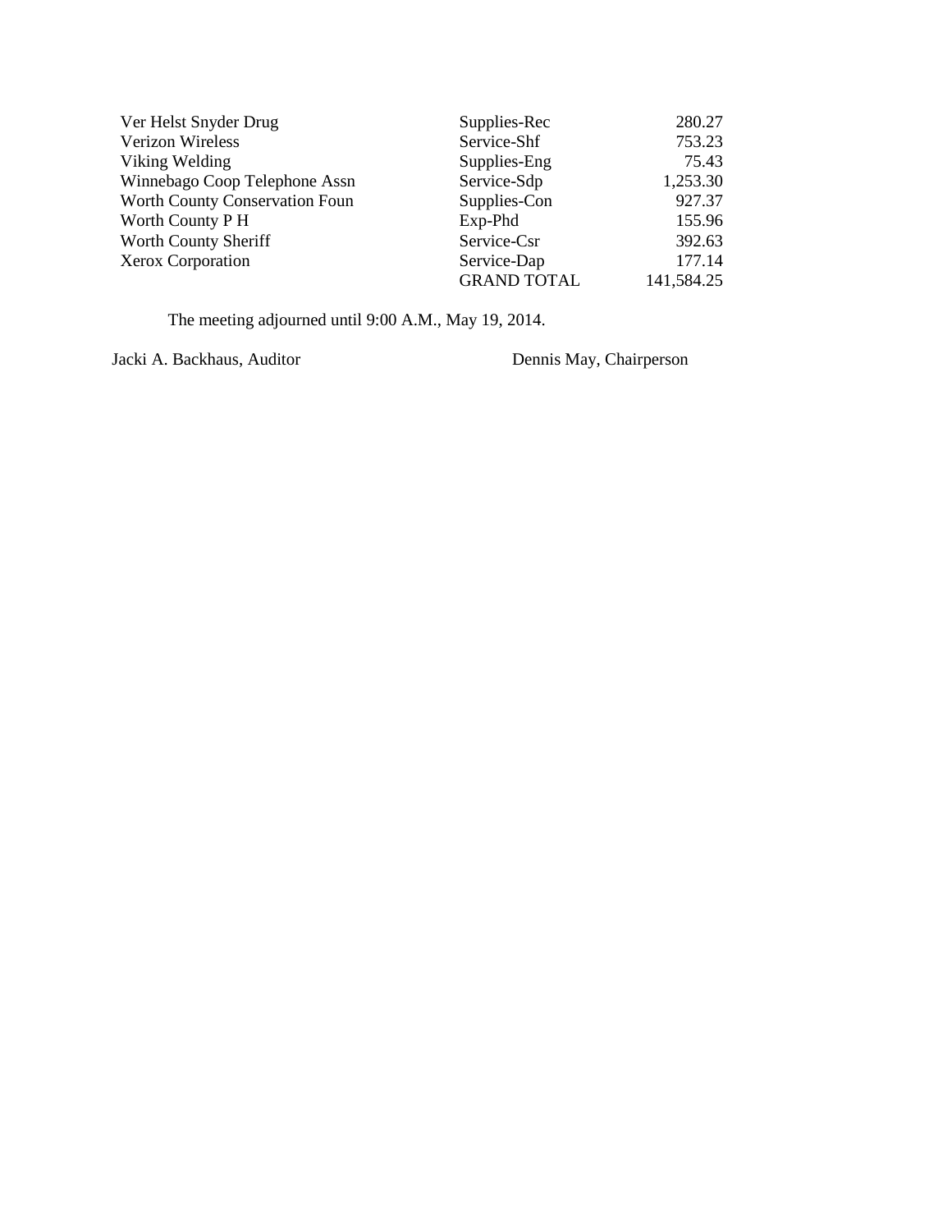| | | |
|---|---|---|
| Ver Helst Snyder Drug | Supplies-Rec | 280.27 |
| Verizon Wireless | Service-Shf | 753.23 |
| Viking Welding | Supplies-Eng | 75.43 |
| Winnebago Coop Telephone Assn | Service-Sdp | 1,253.30 |
| Worth County Conservation Foun | Supplies-Con | 927.37 |
| Worth County P H | Exp-Phd | 155.96 |
| Worth County Sheriff | Service-Csr | 392.63 |
| Xerox Corporation | Service-Dap | 177.14 |
| | GRAND TOTAL | 141,584.25 |

The meeting adjourned until 9:00 A.M., May 19, 2014.

Jacki A. Backhaus, Auditor Dennis May, Chairperson